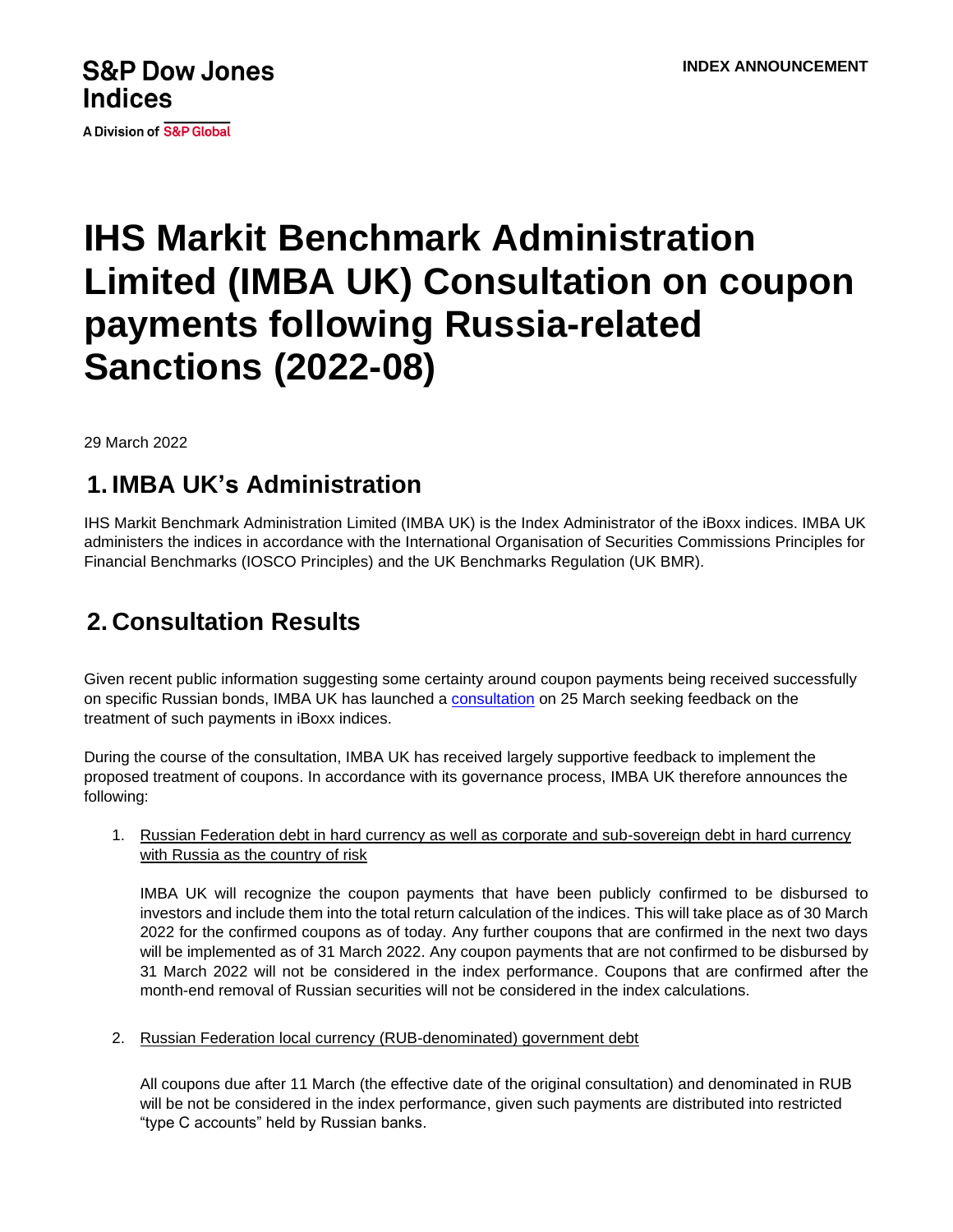S&P Dow Jones Indices

A Division of S&P Global

INDEX ANNOUNCEMENT

# IHS Markit Benchmark Administration Limited (IMBA UK) Consultation on coupon payments following Russia-related Sanctions (2022-08)

29 March 2022

## 1. IMBA UK's Administration

IHS Markit Benchmark Administration Limited (IMBA UK) is the Index Administrator of the iBoxx indices. IMBA UK administers the indices in accordance with the International Organisation of Securities Commissions Principles for Financial Benchmarks (IOSCO Principles) and the UK Benchmarks Regulation (UK BMR).

## 2. Consultation Results

Given recent public information suggesting some certainty around coupon payments being received successfully on specific Russian bonds, IMBA UK has launched a consultation on 25 March seeking feedback on the treatment of such payments in iBoxx indices.

During the course of the consultation, IMBA UK has received largely supportive feedback to implement the proposed treatment of coupons. In accordance with its governance process, IMBA UK therefore announces the following:

1. Russian Federation debt in hard currency as well as corporate and sub-sovereign debt in hard currency with Russia as the country of risk

   IMBA UK will recognize the coupon payments that have been publicly confirmed to be disbursed to investors and include them into the total return calculation of the indices. This will take place as of 30 March 2022 for the confirmed coupons as of today. Any further coupons that are confirmed in the next two days will be implemented as of 31 March 2022. Any coupon payments that are not confirmed to be disbursed by 31 March 2022 will not be considered in the index performance. Coupons that are confirmed after the month-end removal of Russian securities will not be considered in the index calculations.

2. Russian Federation local currency (RUB-denominated) government debt

   All coupons due after 11 March (the effective date of the original consultation) and denominated in RUB will be not be considered in the index performance, given such payments are distributed into restricted "type C accounts" held by Russian banks.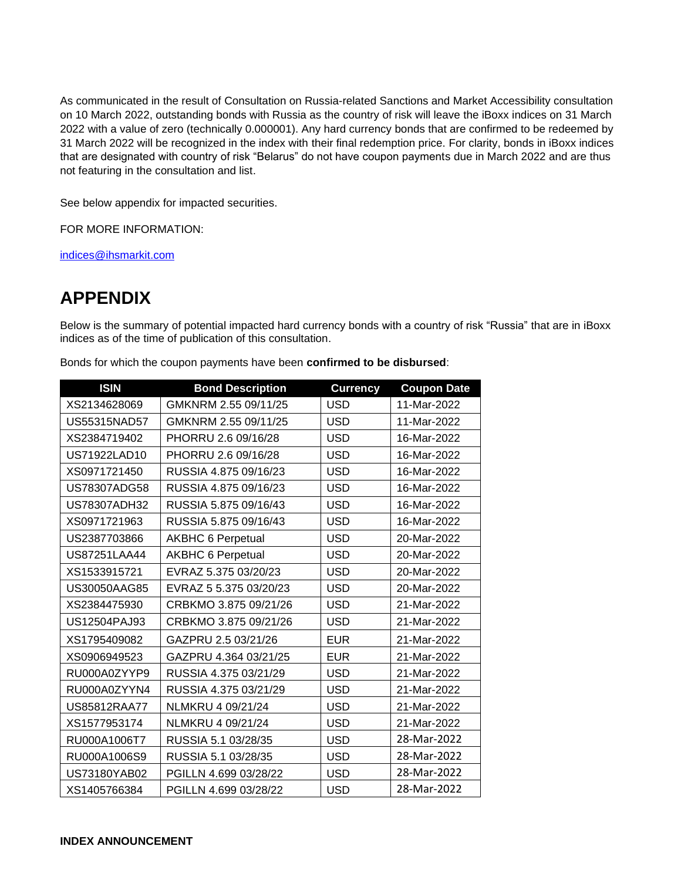As communicated in the result of Consultation on Russia-related Sanctions and Market Accessibility consultation on 10 March 2022, outstanding bonds with Russia as the country of risk will leave the iBoxx indices on 31 March 2022 with a value of zero (technically 0.000001). Any hard currency bonds that are confirmed to be redeemed by 31 March 2022 will be recognized in the index with their final redemption price. For clarity, bonds in iBoxx indices that are designated with country of risk "Belarus" do not have coupon payments due in March 2022 and are thus not featuring in the consultation and list.

See below appendix for impacted securities.

FOR MORE INFORMATION:

indices@ihsmarkit.com

# APPENDIX

Below is the summary of potential impacted hard currency bonds with a country of risk "Russia" that are in iBoxx indices as of the time of publication of this consultation.

Bonds for which the coupon payments have been **confirmed to be disbursed**:

| ISIN | Bond Description | Currency | Coupon Date |
|---|---|---|---|
| XS2134628069 | GMKNRM 2.55 09/11/25 | USD | 11-Mar-2022 |
| US55315NAD57 | GMKNRM 2.55 09/11/25 | USD | 11-Mar-2022 |
| XS2384719402 | PHORRU 2.6 09/16/28 | USD | 16-Mar-2022 |
| US71922LAD10 | PHORRU 2.6 09/16/28 | USD | 16-Mar-2022 |
| XS0971721450 | RUSSIA 4.875 09/16/23 | USD | 16-Mar-2022 |
| US78307ADG58 | RUSSIA 4.875 09/16/23 | USD | 16-Mar-2022 |
| US78307ADH32 | RUSSIA 5.875 09/16/43 | USD | 16-Mar-2022 |
| XS0971721963 | RUSSIA 5.875 09/16/43 | USD | 16-Mar-2022 |
| US2387703866 | AKBHC 6 Perpetual | USD | 20-Mar-2022 |
| US87251LAA44 | AKBHC 6 Perpetual | USD | 20-Mar-2022 |
| XS1533915721 | EVRAZ 5.375 03/20/23 | USD | 20-Mar-2022 |
| US30050AAG85 | EVRAZ 5 5.375 03/20/23 | USD | 20-Mar-2022 |
| XS2384475930 | CRBKMO 3.875 09/21/26 | USD | 21-Mar-2022 |
| US12504PAJ93 | CRBKMO 3.875 09/21/26 | USD | 21-Mar-2022 |
| XS1795409082 | GAZPRU 2.5 03/21/26 | EUR | 21-Mar-2022 |
| XS0906949523 | GAZPRU 4.364 03/21/25 | EUR | 21-Mar-2022 |
| RU000A0ZYYP9 | RUSSIA 4.375 03/21/29 | USD | 21-Mar-2022 |
| RU000A0ZYYN4 | RUSSIA 4.375 03/21/29 | USD | 21-Mar-2022 |
| US85812RAA77 | NLMKRU 4 09/21/24 | USD | 21-Mar-2022 |
| XS1577953174 | NLMKRU 4 09/21/24 | USD | 21-Mar-2022 |
| RU000A1006T7 | RUSSIA 5.1 03/28/35 | USD | 28-Mar-2022 |
| RU000A1006S9 | RUSSIA 5.1 03/28/35 | USD | 28-Mar-2022 |
| US73180YAB02 | PGILLN 4.699 03/28/22 | USD | 28-Mar-2022 |
| XS1405766384 | PGILLN 4.699 03/28/22 | USD | 28-Mar-2022 |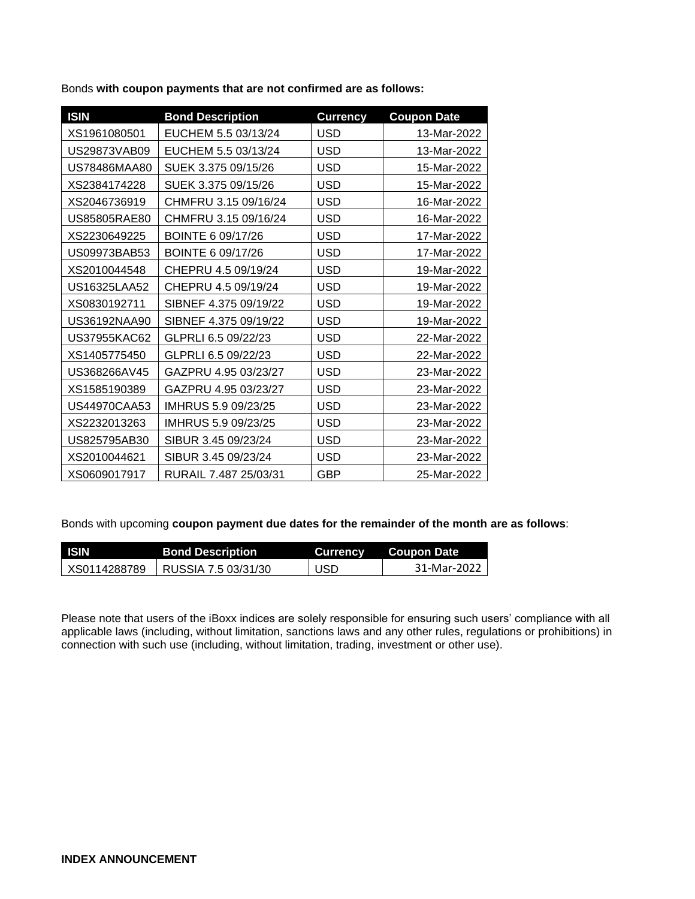Bonds **with coupon payments that are not confirmed are as follows:**

| ISIN | Bond Description | Currency | Coupon Date |
| --- | --- | --- | --- |
| XS1961080501 | EUCHEM 5.5 03/13/24 | USD | 13-Mar-2022 |
| US29873VAB09 | EUCHEM 5.5 03/13/24 | USD | 13-Mar-2022 |
| US78486MAA80 | SUEK 3.375 09/15/26 | USD | 15-Mar-2022 |
| XS2384174228 | SUEK 3.375 09/15/26 | USD | 15-Mar-2022 |
| XS2046736919 | CHMFRU 3.15 09/16/24 | USD | 16-Mar-2022 |
| US85805RAE80 | CHMFRU 3.15 09/16/24 | USD | 16-Mar-2022 |
| XS2230649225 | BOINTE 6 09/17/26 | USD | 17-Mar-2022 |
| US09973BAB53 | BOINTE 6 09/17/26 | USD | 17-Mar-2022 |
| XS2010044548 | CHEPRU 4.5 09/19/24 | USD | 19-Mar-2022 |
| US16325LAA52 | CHEPRU 4.5 09/19/24 | USD | 19-Mar-2022 |
| XS0830192711 | SIBNEF 4.375 09/19/22 | USD | 19-Mar-2022 |
| US36192NAA90 | SIBNEF 4.375 09/19/22 | USD | 19-Mar-2022 |
| US37955KAC62 | GLPRLI 6.5 09/22/23 | USD | 22-Mar-2022 |
| XS1405775450 | GLPRLI 6.5 09/22/23 | USD | 22-Mar-2022 |
| US368266AV45 | GAZPRU 4.95 03/23/27 | USD | 23-Mar-2022 |
| XS1585190389 | GAZPRU 4.95 03/23/27 | USD | 23-Mar-2022 |
| US44970CAA53 | IMHRUS 5.9 09/23/25 | USD | 23-Mar-2022 |
| XS2232013263 | IMHRUS 5.9 09/23/25 | USD | 23-Mar-2022 |
| US825795AB30 | SIBUR 3.45 09/23/24 | USD | 23-Mar-2022 |
| XS2010044621 | SIBUR 3.45 09/23/24 | USD | 23-Mar-2022 |
| XS0609017917 | RURAIL 7.487 25/03/31 | GBP | 25-Mar-2022 |

Bonds with upcoming **coupon payment due dates for the remainder of the month are as follows**:

| ISIN | Bond Description | Currency | Coupon Date |
| --- | --- | --- | --- |
| XS0114288789 | RUSSIA 7.5 03/31/30 | USD | 31-Mar-2022 |

Please note that users of the iBoxx indices are solely responsible for ensuring such users' compliance with all applicable laws (including, without limitation, sanctions laws and any other rules, regulations or prohibitions) in connection with such use (including, without limitation, trading, investment or other use).